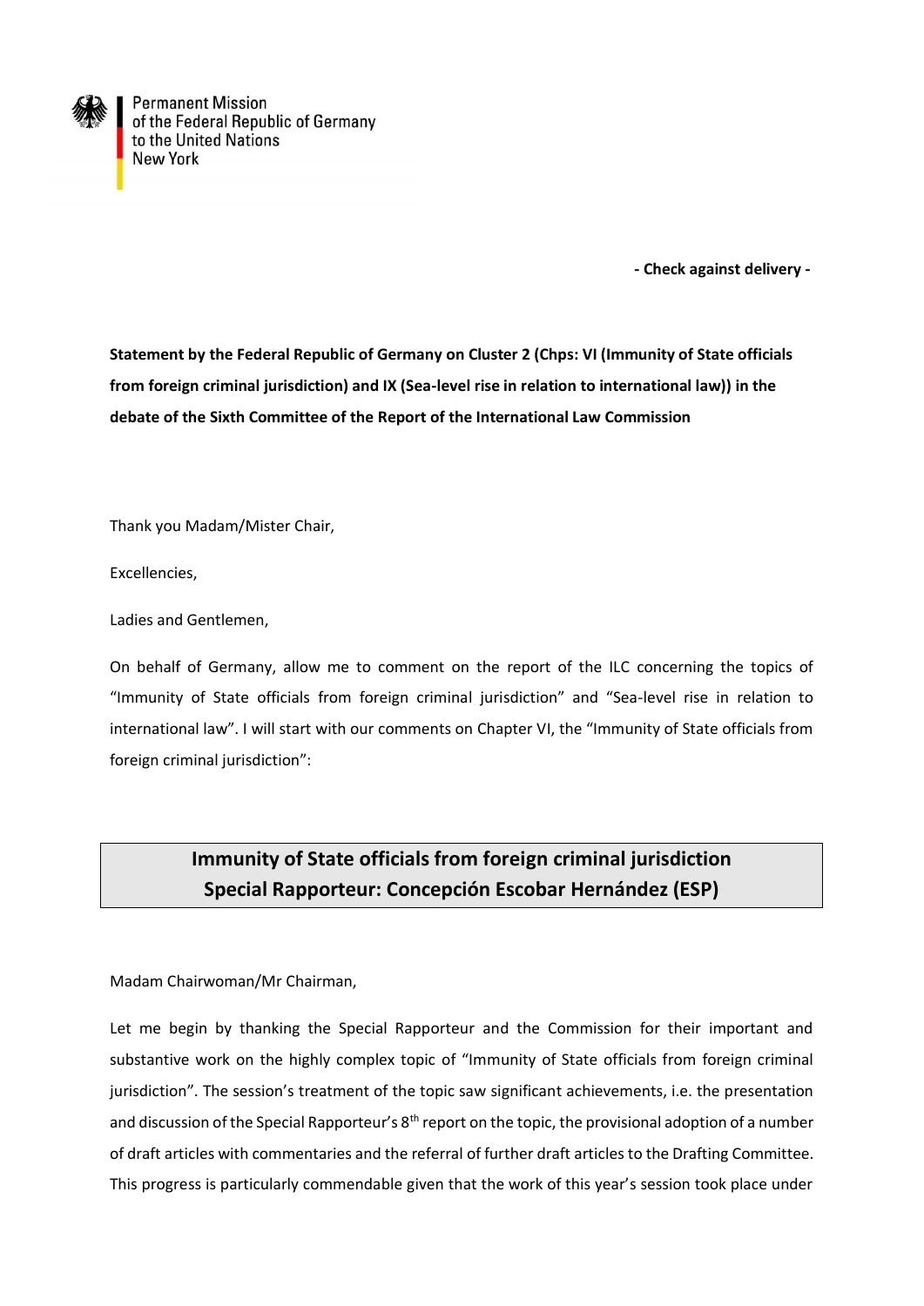Permanent Mission of the Federal Republic of Germany to the United Nations New York

**- Check against delivery -**

**Statement by the Federal Republic of Germany on Cluster 2 (Chps: VI (Immunity of State officials from foreign criminal jurisdiction) and IX (Sea-level rise in relation to international law)) in the debate of the Sixth Committee of the Report of the International Law Commission**

Thank you Madam/Mister Chair,

Excellencies,

Ladies and Gentlemen,

On behalf of Germany, allow me to comment on the report of the ILC concerning the topics of "Immunity of State officials from foreign criminal jurisdiction" and "Sea-level rise in relation to international law". I will start with our comments on Chapter VI, the "Immunity of State officials from foreign criminal jurisdiction":

## Immunity of State officials from foreign criminal jurisdiction
## Special Rapporteur: Concepción Escobar Hernández (ESP)

Madam Chairwoman/Mr Chairman,

Let me begin by thanking the Special Rapporteur and the Commission for their important and substantive work on the highly complex topic of "Immunity of State officials from foreign criminal jurisdiction". The session's treatment of the topic saw significant achievements, i.e. the presentation and discussion of the Special Rapporteur's 8th report on the topic, the provisional adoption of a number of draft articles with commentaries and the referral of further draft articles to the Drafting Committee. This progress is particularly commendable given that the work of this year's session took place under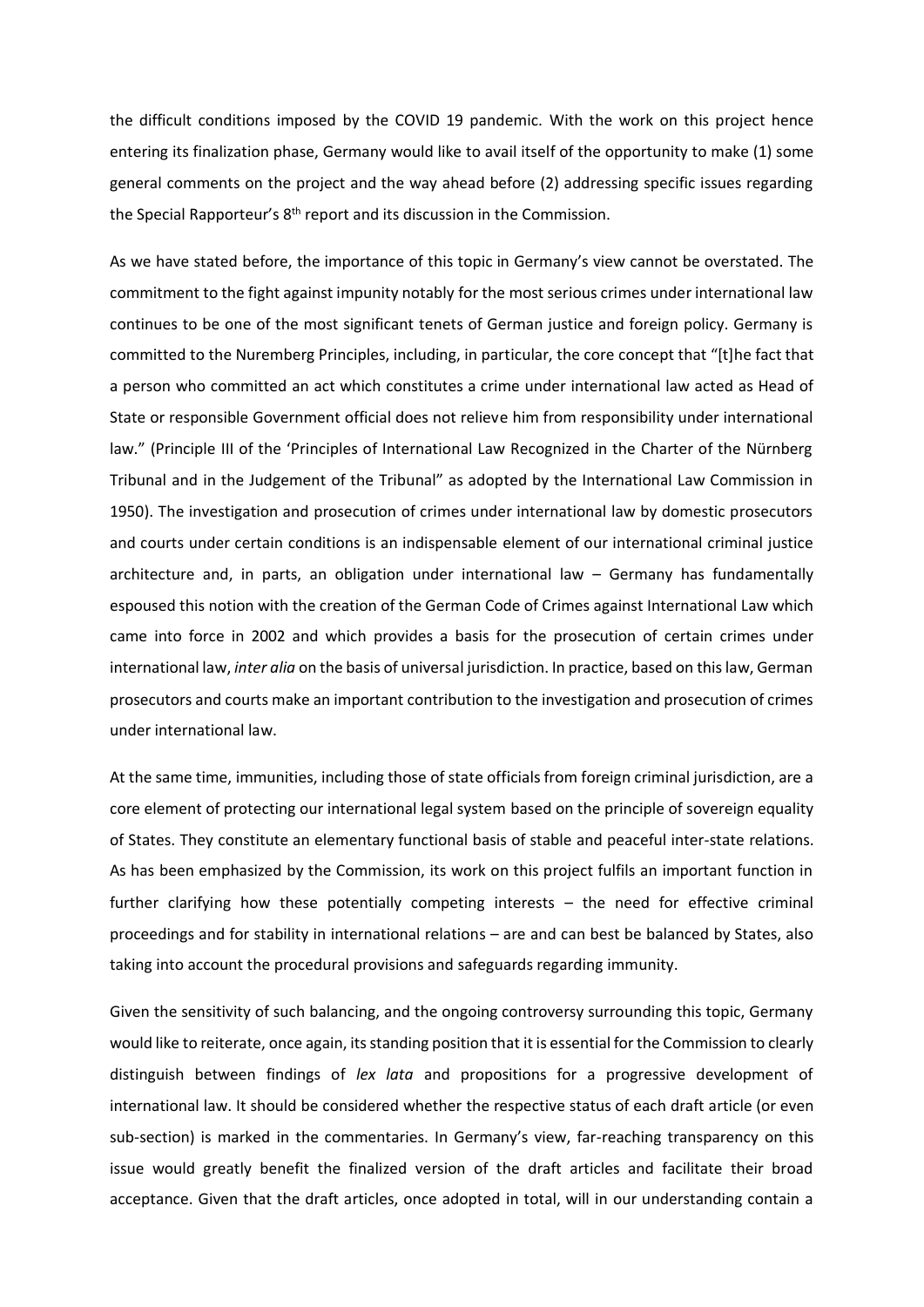the difficult conditions imposed by the COVID 19 pandemic. With the work on this project hence entering its finalization phase, Germany would like to avail itself of the opportunity to make (1) some general comments on the project and the way ahead before (2) addressing specific issues regarding the Special Rapporteur's 8th report and its discussion in the Commission.

As we have stated before, the importance of this topic in Germany's view cannot be overstated. The commitment to the fight against impunity notably for the most serious crimes under international law continues to be one of the most significant tenets of German justice and foreign policy. Germany is committed to the Nuremberg Principles, including, in particular, the core concept that "[t]he fact that a person who committed an act which constitutes a crime under international law acted as Head of State or responsible Government official does not relieve him from responsibility under international law." (Principle III of the 'Principles of International Law Recognized in the Charter of the Nürnberg Tribunal and in the Judgement of the Tribunal" as adopted by the International Law Commission in 1950). The investigation and prosecution of crimes under international law by domestic prosecutors and courts under certain conditions is an indispensable element of our international criminal justice architecture and, in parts, an obligation under international law – Germany has fundamentally espoused this notion with the creation of the German Code of Crimes against International Law which came into force in 2002 and which provides a basis for the prosecution of certain crimes under international law, *inter alia* on the basis of universal jurisdiction. In practice, based on this law, German prosecutors and courts make an important contribution to the investigation and prosecution of crimes under international law.

At the same time, immunities, including those of state officials from foreign criminal jurisdiction, are a core element of protecting our international legal system based on the principle of sovereign equality of States. They constitute an elementary functional basis of stable and peaceful inter-state relations. As has been emphasized by the Commission, its work on this project fulfils an important function in further clarifying how these potentially competing interests – the need for effective criminal proceedings and for stability in international relations – are and can best be balanced by States, also taking into account the procedural provisions and safeguards regarding immunity.

Given the sensitivity of such balancing, and the ongoing controversy surrounding this topic, Germany would like to reiterate, once again, its standing position that it is essential for the Commission to clearly distinguish between findings of *lex lata* and propositions for a progressive development of international law. It should be considered whether the respective status of each draft article (or even sub-section) is marked in the commentaries. In Germany's view, far-reaching transparency on this issue would greatly benefit the finalized version of the draft articles and facilitate their broad acceptance. Given that the draft articles, once adopted in total, will in our understanding contain a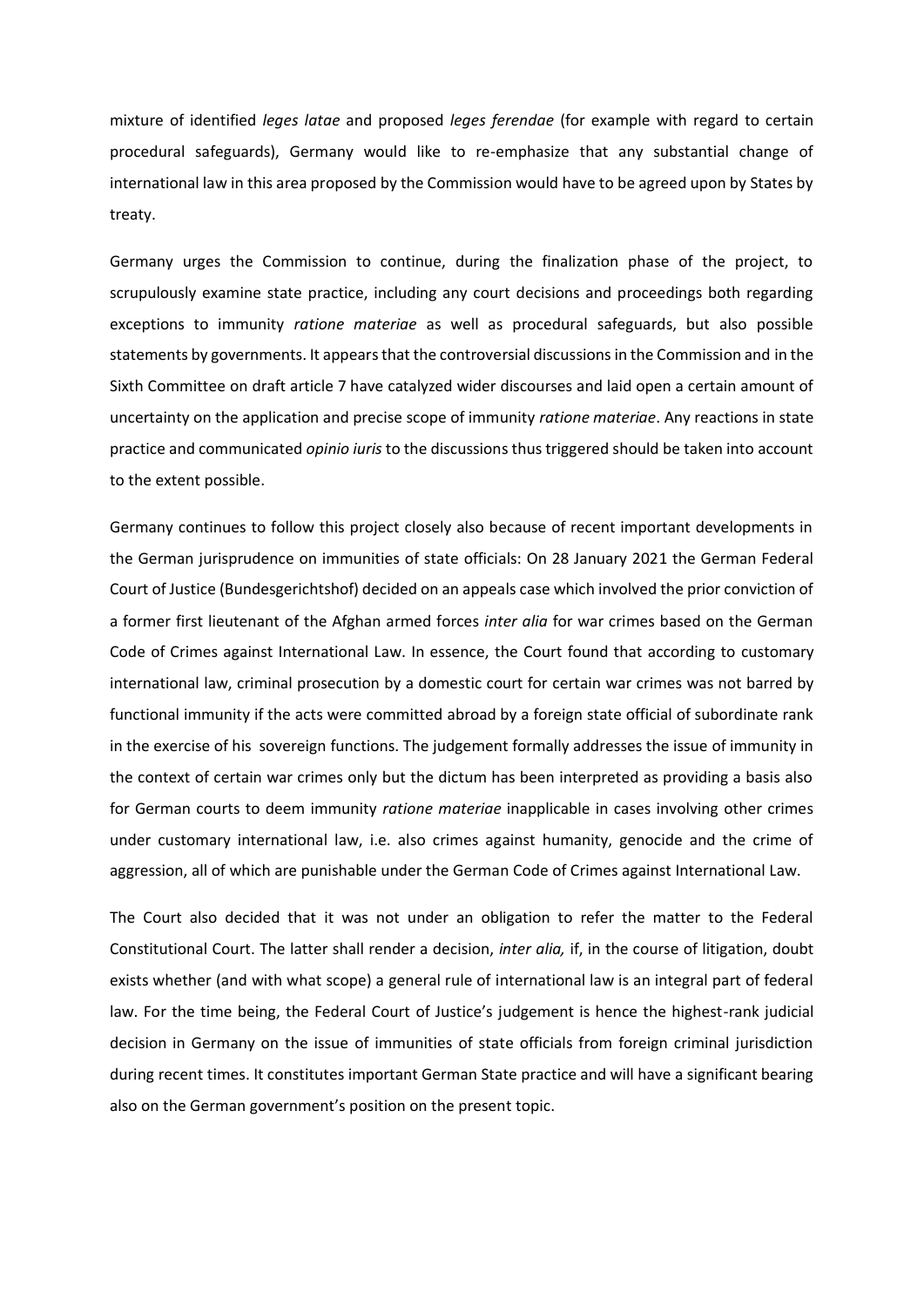mixture of identified *leges latae* and proposed *leges ferendae* (for example with regard to certain procedural safeguards), Germany would like to re-emphasize that any substantial change of international law in this area proposed by the Commission would have to be agreed upon by States by treaty.

Germany urges the Commission to continue, during the finalization phase of the project, to scrupulously examine state practice, including any court decisions and proceedings both regarding exceptions to immunity *ratione materiae* as well as procedural safeguards, but also possible statements by governments. It appears that the controversial discussions in the Commission and in the Sixth Committee on draft article 7 have catalyzed wider discourses and laid open a certain amount of uncertainty on the application and precise scope of immunity *ratione materiae*. Any reactions in state practice and communicated *opinio iuris* to the discussions thus triggered should be taken into account to the extent possible.

Germany continues to follow this project closely also because of recent important developments in the German jurisprudence on immunities of state officials: On 28 January 2021 the German Federal Court of Justice (Bundesgerichtshof) decided on an appeals case which involved the prior conviction of a former first lieutenant of the Afghan armed forces *inter alia* for war crimes based on the German Code of Crimes against International Law. In essence, the Court found that according to customary international law, criminal prosecution by a domestic court for certain war crimes was not barred by functional immunity if the acts were committed abroad by a foreign state official of subordinate rank in the exercise of his sovereign functions. The judgement formally addresses the issue of immunity in the context of certain war crimes only but the dictum has been interpreted as providing a basis also for German courts to deem immunity *ratione materiae* inapplicable in cases involving other crimes under customary international law, i.e. also crimes against humanity, genocide and the crime of aggression, all of which are punishable under the German Code of Crimes against International Law.

The Court also decided that it was not under an obligation to refer the matter to the Federal Constitutional Court. The latter shall render a decision, *inter alia,* if, in the course of litigation, doubt exists whether (and with what scope) a general rule of international law is an integral part of federal law. For the time being, the Federal Court of Justice's judgement is hence the highest-rank judicial decision in Germany on the issue of immunities of state officials from foreign criminal jurisdiction during recent times. It constitutes important German State practice and will have a significant bearing also on the German government's position on the present topic.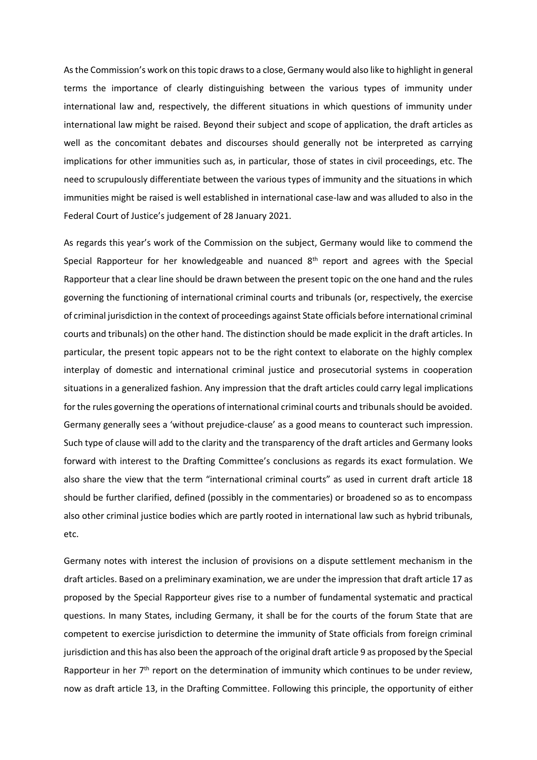As the Commission's work on this topic draws to a close, Germany would also like to highlight in general terms the importance of clearly distinguishing between the various types of immunity under international law and, respectively, the different situations in which questions of immunity under international law might be raised. Beyond their subject and scope of application, the draft articles as well as the concomitant debates and discourses should generally not be interpreted as carrying implications for other immunities such as, in particular, those of states in civil proceedings, etc. The need to scrupulously differentiate between the various types of immunity and the situations in which immunities might be raised is well established in international case-law and was alluded to also in the Federal Court of Justice's judgement of 28 January 2021.

As regards this year's work of the Commission on the subject, Germany would like to commend the Special Rapporteur for her knowledgeable and nuanced 8th report and agrees with the Special Rapporteur that a clear line should be drawn between the present topic on the one hand and the rules governing the functioning of international criminal courts and tribunals (or, respectively, the exercise of criminal jurisdiction in the context of proceedings against State officials before international criminal courts and tribunals) on the other hand. The distinction should be made explicit in the draft articles. In particular, the present topic appears not to be the right context to elaborate on the highly complex interplay of domestic and international criminal justice and prosecutorial systems in cooperation situations in a generalized fashion. Any impression that the draft articles could carry legal implications for the rules governing the operations of international criminal courts and tribunals should be avoided. Germany generally sees a 'without prejudice-clause' as a good means to counteract such impression. Such type of clause will add to the clarity and the transparency of the draft articles and Germany looks forward with interest to the Drafting Committee's conclusions as regards its exact formulation. We also share the view that the term "international criminal courts" as used in current draft article 18 should be further clarified, defined (possibly in the commentaries) or broadened so as to encompass also other criminal justice bodies which are partly rooted in international law such as hybrid tribunals, etc.

Germany notes with interest the inclusion of provisions on a dispute settlement mechanism in the draft articles. Based on a preliminary examination, we are under the impression that draft article 17 as proposed by the Special Rapporteur gives rise to a number of fundamental systematic and practical questions. In many States, including Germany, it shall be for the courts of the forum State that are competent to exercise jurisdiction to determine the immunity of State officials from foreign criminal jurisdiction and this has also been the approach of the original draft article 9 as proposed by the Special Rapporteur in her 7th report on the determination of immunity which continues to be under review, now as draft article 13, in the Drafting Committee. Following this principle, the opportunity of either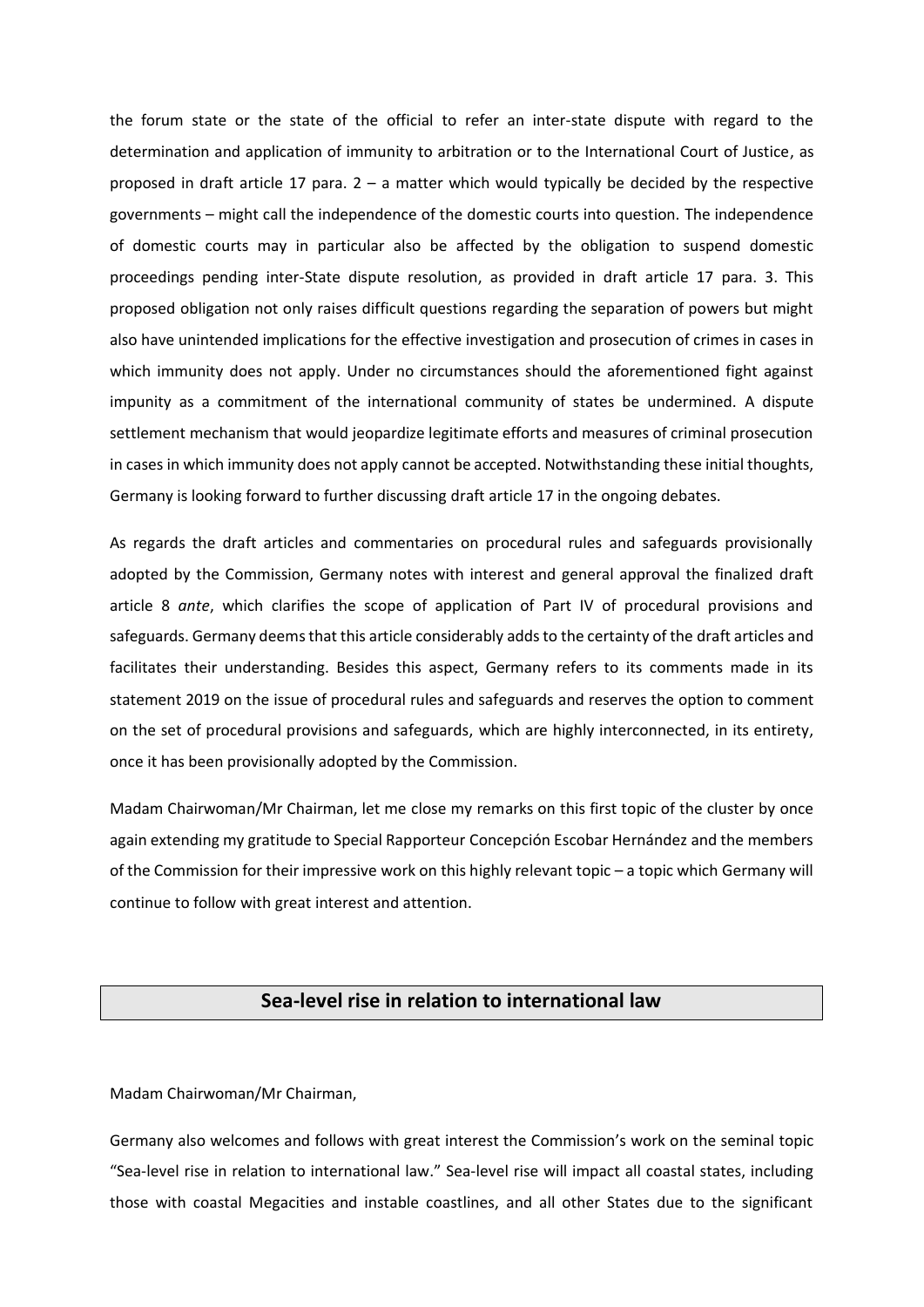the forum state or the state of the official to refer an inter-state dispute with regard to the determination and application of immunity to arbitration or to the International Court of Justice, as proposed in draft article 17 para. 2 – a matter which would typically be decided by the respective governments – might call the independence of the domestic courts into question. The independence of domestic courts may in particular also be affected by the obligation to suspend domestic proceedings pending inter-State dispute resolution, as provided in draft article 17 para. 3. This proposed obligation not only raises difficult questions regarding the separation of powers but might also have unintended implications for the effective investigation and prosecution of crimes in cases in which immunity does not apply. Under no circumstances should the aforementioned fight against impunity as a commitment of the international community of states be undermined. A dispute settlement mechanism that would jeopardize legitimate efforts and measures of criminal prosecution in cases in which immunity does not apply cannot be accepted. Notwithstanding these initial thoughts, Germany is looking forward to further discussing draft article 17 in the ongoing debates.

As regards the draft articles and commentaries on procedural rules and safeguards provisionally adopted by the Commission, Germany notes with interest and general approval the finalized draft article 8 *ante*, which clarifies the scope of application of Part IV of procedural provisions and safeguards. Germany deems that this article considerably adds to the certainty of the draft articles and facilitates their understanding. Besides this aspect, Germany refers to its comments made in its statement 2019 on the issue of procedural rules and safeguards and reserves the option to comment on the set of procedural provisions and safeguards, which are highly interconnected, in its entirety, once it has been provisionally adopted by the Commission.

Madam Chairwoman/Mr Chairman, let me close my remarks on this first topic of the cluster by once again extending my gratitude to Special Rapporteur Concepción Escobar Hernández and the members of the Commission for their impressive work on this highly relevant topic – a topic which Germany will continue to follow with great interest and attention.

## Sea-level rise in relation to international law

Madam Chairwoman/Mr Chairman,

Germany also welcomes and follows with great interest the Commission's work on the seminal topic "Sea-level rise in relation to international law." Sea-level rise will impact all coastal states, including those with coastal Megacities and instable coastlines, and all other States due to the significant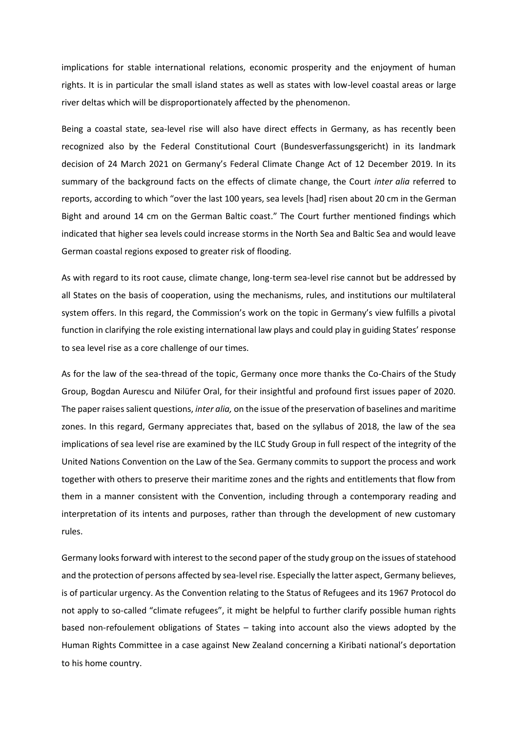implications for stable international relations, economic prosperity and the enjoyment of human rights. It is in particular the small island states as well as states with low-level coastal areas or large river deltas which will be disproportionately affected by the phenomenon.

Being a coastal state, sea-level rise will also have direct effects in Germany, as has recently been recognized also by the Federal Constitutional Court (Bundesverfassungsgericht) in its landmark decision of 24 March 2021 on Germany's Federal Climate Change Act of 12 December 2019. In its summary of the background facts on the effects of climate change, the Court *inter alia* referred to reports, according to which "over the last 100 years, sea levels [had] risen about 20 cm in the German Bight and around 14 cm on the German Baltic coast." The Court further mentioned findings which indicated that higher sea levels could increase storms in the North Sea and Baltic Sea and would leave German coastal regions exposed to greater risk of flooding.

As with regard to its root cause, climate change, long-term sea-level rise cannot but be addressed by all States on the basis of cooperation, using the mechanisms, rules, and institutions our multilateral system offers. In this regard, the Commission's work on the topic in Germany's view fulfills a pivotal function in clarifying the role existing international law plays and could play in guiding States' response to sea level rise as a core challenge of our times.

As for the law of the sea-thread of the topic, Germany once more thanks the Co-Chairs of the Study Group, Bogdan Aurescu and Nilüfer Oral, for their insightful and profound first issues paper of 2020. The paper raises salient questions, *inter alia,* on the issue of the preservation of baselines and maritime zones. In this regard, Germany appreciates that, based on the syllabus of 2018, the law of the sea implications of sea level rise are examined by the ILC Study Group in full respect of the integrity of the United Nations Convention on the Law of the Sea. Germany commits to support the process and work together with others to preserve their maritime zones and the rights and entitlements that flow from them in a manner consistent with the Convention, including through a contemporary reading and interpretation of its intents and purposes, rather than through the development of new customary rules.

Germany looks forward with interest to the second paper of the study group on the issues of statehood and the protection of persons affected by sea-level rise. Especially the latter aspect, Germany believes, is of particular urgency. As the Convention relating to the Status of Refugees and its 1967 Protocol do not apply to so-called "climate refugees", it might be helpful to further clarify possible human rights based non-refoulement obligations of States – taking into account also the views adopted by the Human Rights Committee in a case against New Zealand concerning a Kiribati national's deportation to his home country.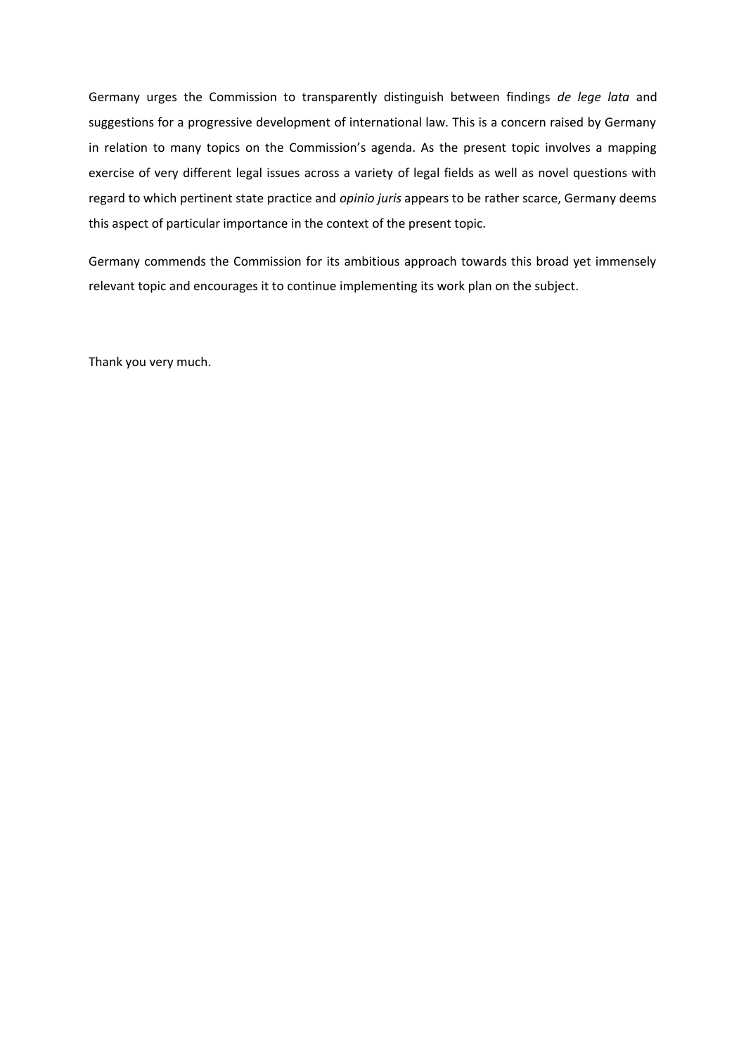Germany urges the Commission to transparently distinguish between findings *de lege lata* and suggestions for a progressive development of international law. This is a concern raised by Germany in relation to many topics on the Commission's agenda. As the present topic involves a mapping exercise of very different legal issues across a variety of legal fields as well as novel questions with regard to which pertinent state practice and *opinio juris* appears to be rather scarce, Germany deems this aspect of particular importance in the context of the present topic.

Germany commends the Commission for its ambitious approach towards this broad yet immensely relevant topic and encourages it to continue implementing its work plan on the subject.

Thank you very much.